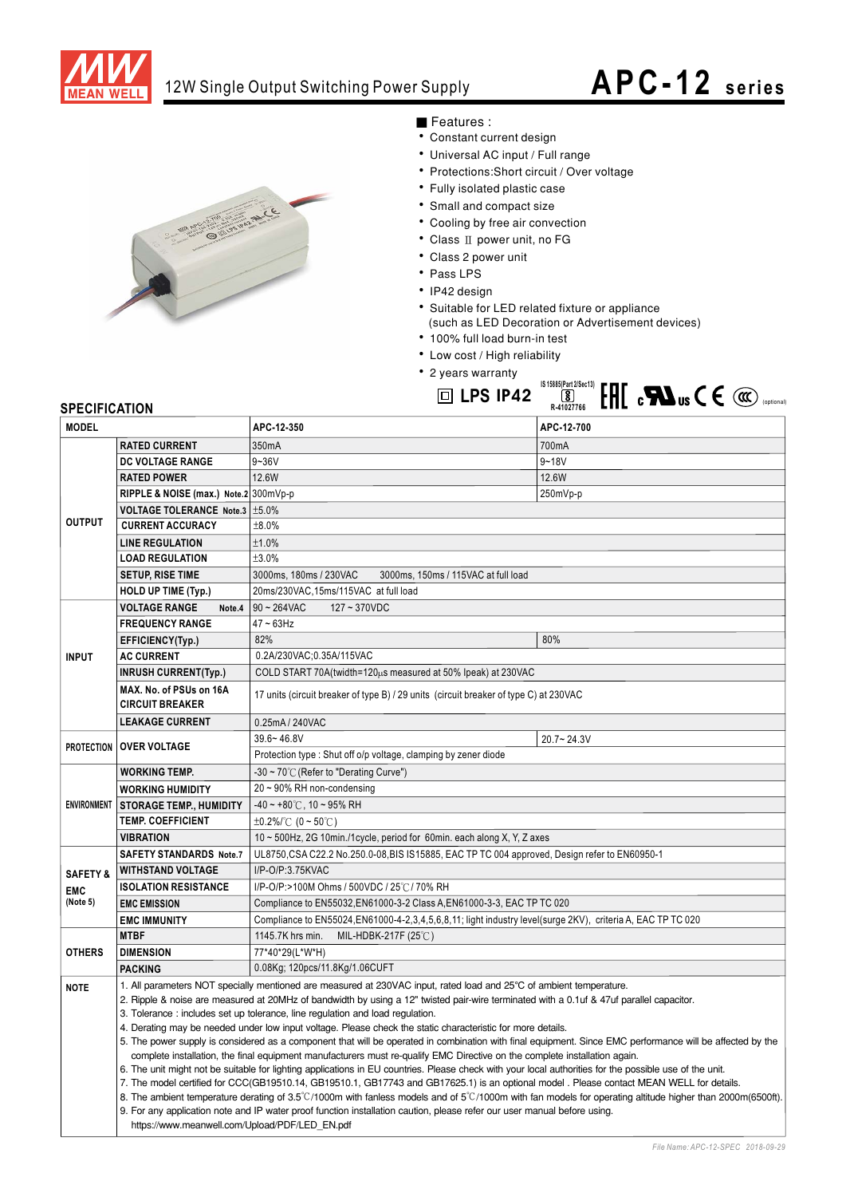# 12W Single Output Switching Power Supply

# APC-12 series

## Features :

- Constant current design
- Universal AC input / Full range
- Protections:Short circuit / Over voltage
- Fully isolated plastic case
- Small and compact size
- Cooling by free air convection
- Class Ⅱ power unit, no FG
- Class 2 power unit
- Pass LPS
- IP42 design
- Suitable for LED related fixture or appliance (such as LED Decoration or Advertisement devices)
- 100% full load burn-in test
- Low cost / High reliability
- 2 years warranty

LPS IP42 IS 15885(Part 2/Sec13) R-41027766 (optional)

## SPECIFICATION

| MODEL | | APC-12-350 | APC-12-700 |
|---|---|---|---|
| OUTPUT | RATED CURRENT | 350mA | 700mA |
| | DC VOLTAGE RANGE | 9~36V | 9~18V |
| | RATED POWER | 12.6W | 12.6W |
| | RIPPLE & NOISE (max.) Note.2 | 300mVp-p | 250mVp-p |
| | VOLTAGE TOLERANCE Note.3 | ±5.0% | |
| | CURRENT ACCURACY | ±8.0% | |
| | LINE REGULATION | ±1.0% | |
| | LOAD REGULATION | ±3.0% | |
| | SETUP, RISE TIME | 3000ms, 180ms / 230VAC 3000ms, 150ms / 115VAC at full load | |
| | HOLD UP TIME (Typ.) | 20ms/230VAC,15ms/115VAC at full load | |
| INPUT | VOLTAGE RANGE Note.4 | 90 ~ 264VAC 127 ~ 370VDC | |
| | FREQUENCY RANGE | 47 ~ 63Hz | |
| | EFFICIENCY(Typ.) | 82% | 80% |
| | AC CURRENT | 0.2A/230VAC;0.35A/115VAC | |
| | INRUSH CURRENT(Typ.) | COLD START 70A(twidth=120μs measured at 50% Ipeak) at 230VAC | |
| | MAX. No. of PSUs on 16A CIRCUIT BREAKER | 17 units (circuit breaker of type B) / 29 units (circuit breaker of type C) at 230VAC | |
| | LEAKAGE CURRENT | 0.25mA / 240VAC | |
| PROTECTION | OVER VOLTAGE | 39.6~ 46.8V | 20.7~ 24.3V |
| | | Protection type : Shut off o/p voltage, clamping by zener diode | |
| ENVIRONMENT | WORKING TEMP. | -30 ~ 70℃ (Refer to "Derating Curve") | |
| | WORKING HUMIDITY | 20 ~ 90% RH non-condensing | |
| | STORAGE TEMP., HUMIDITY | -40 ~ +80℃, 10 ~ 95% RH | |
| | TEMP. COEFFICIENT | ±0.2%/℃ (0 ~ 50℃) | |
| | VIBRATION | 10 ~ 500Hz, 2G 10min./1cycle, period for 60min. each along X, Y, Z axes | |
| SAFETY & EMC (Note 5) | SAFETY STANDARDS Note.7 | UL8750,CSA C22.2 No.250.0-08,BIS IS15885, EAC TP TC 004 approved, Design refer to EN60950-1 | |
| | WITHSTAND VOLTAGE | I/P-O/P:3.75KVAC | |
| | ISOLATION RESISTANCE | I/P-O/P:>100M Ohms / 500VDC / 25℃ / 70% RH | |
| | EMC EMISSION | Compliance to EN55032,EN61000-3-2 Class A,EN61000-3-3, EAC TP TC 020 | |
| | EMC IMMUNITY | Compliance to EN55024,EN61000-4-2,3,4,5,6,8,11; light industry level(surge 2KV), criteria A, EAC TP TC 020 | |
| OTHERS | MTBF | 1145.7K hrs min. MIL-HDBK-217F (25℃) | |
| | DIMENSION | 77*40*29(L*W*H) | |
| | PACKING | 0.08Kg; 120pcs/11.8Kg/1.06CUFT | |

**NOTE**

1. All parameters NOT specially mentioned are measured at 230VAC input, rated load and 25°C of ambient temperature.
2. Ripple & noise are measured at 20MHz of bandwidth by using a 12" twisted pair-wire terminated with a 0.1uf & 47uf parallel capacitor.
3. Tolerance : includes set up tolerance, line regulation and load regulation.
4. Derating may be needed under low input voltage. Please check the static characteristic for more details.
5. The power supply is considered as a component that will be operated in combination with final equipment. Since EMC performance will be affected by the complete installation, the final equipment manufacturers must re-qualify EMC Directive on the complete installation again.
6. The unit might not be suitable for lighting applications in EU countries. Please check with your local authorities for the possible use of the unit.
7. The model certified for CCC(GB19510.14, GB19510.1, GB17743 and GB17625.1) is an optional model . Please contact MEAN WELL for details.
8. The ambient temperature derating of 3.5℃/1000m with fanless models and of 5℃/1000m with fan models for operating altitude higher than 2000m(6500ft).
9. For any application note and IP water proof function installation caution, please refer our user manual before using. https://www.meanwell.com/Upload/PDF/LED_EN.pdf

File Name: APC-12-SPEC 2018-09-29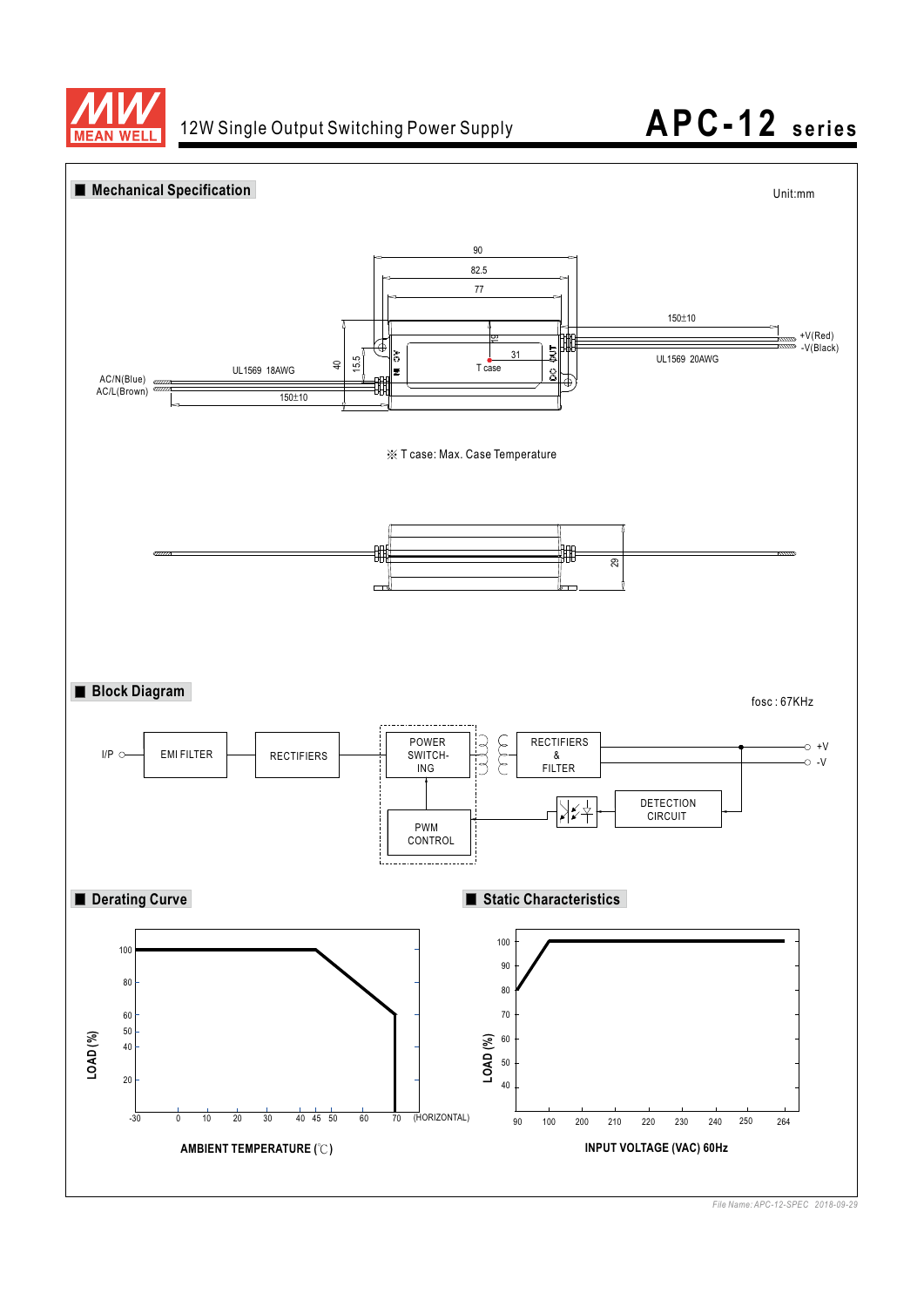## Mechanical Specification

Unit:mm

90

82.5

77

150±10

+V(Red)

-V(Black)

UL1569 20AWG

19

31

T case

40

15.5

AC/N(Blue)

AC/L(Brown)

UL1569 18AWG

150±10

AC IN

DC OUT

※ T case: Max. Case Temperature

29

## Block Diagram

fosc : 67KHz

I/P → EMI FILTER → RECTIFIERS → POWER SWITCHING → RECTIFIERS & FILTER → +V / -V

PWM CONTROL ← DETECTION CIRCUIT

## Derating Curve

LOAD (%)

AMBIENT TEMPERATURE (℃)

(HORIZONTAL)

## Static Characteristics

LOAD (%)

INPUT VOLTAGE (VAC) 60Hz

File Name: APC-12-SPEC 2018-09-29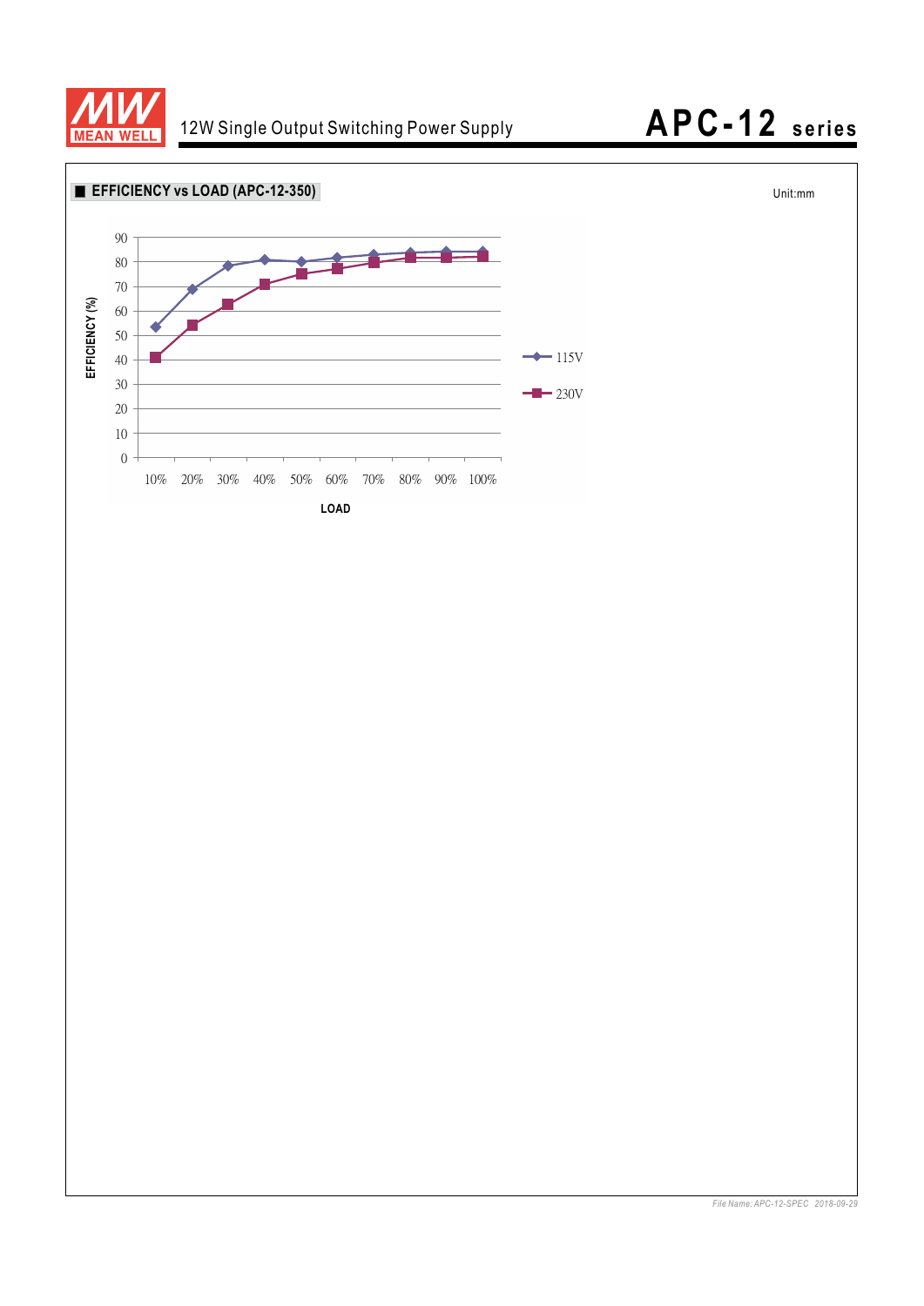■ **EFFICIENCY vs LOAD (APC-12-350)**

Unit:mm

EFFICIENCY (%)

90
80
70
60
50
40
30
20
10
0

10% 20% 30% 40% 50% 60% 70% 80% 90% 100%

LOAD

115V

230V